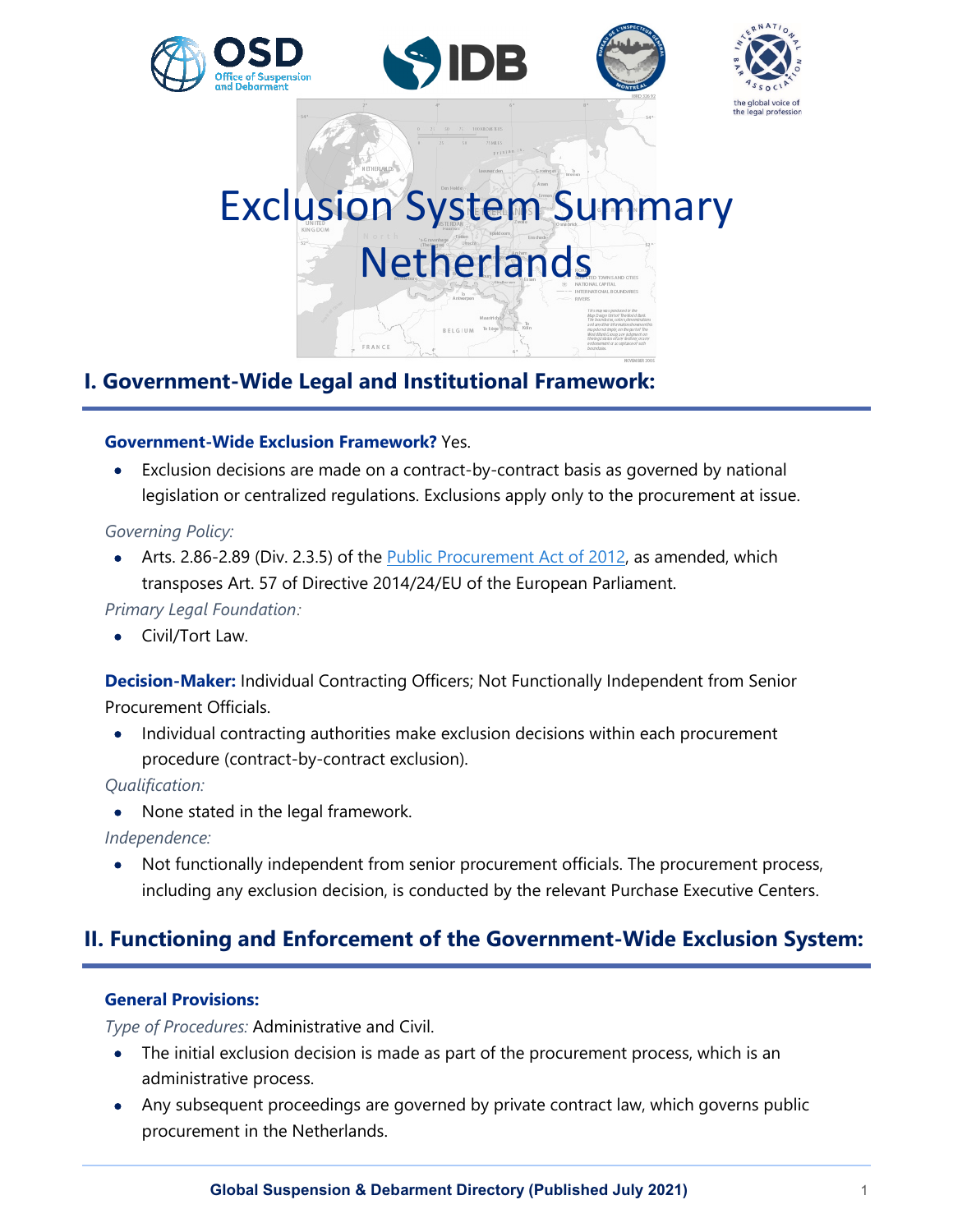# Exclusion System Summary Netherlands

## I. Government-Wide Legal and Institutional Framework:

**Government-Wide Exclusion Framework?** Yes.

- Exclusion decisions are made on a contract-by-contract basis as governed by national legislation or centralized regulations. Exclusions apply only to the procurement at issue.

*Governing Policy:*

- Arts. 2.86-2.89 (Div. 2.3.5) of the Public Procurement Act of 2012, as amended, which transposes Art. 57 of Directive 2014/24/EU of the European Parliament.

*Primary Legal Foundation:*

- Civil/Tort Law.

**Decision-Maker:** Individual Contracting Officers; Not Functionally Independent from Senior Procurement Officials.

- Individual contracting authorities make exclusion decisions within each procurement procedure (contract-by-contract exclusion).

*Qualification:*

- None stated in the legal framework.

*Independence:*

- Not functionally independent from senior procurement officials. The procurement process, including any exclusion decision, is conducted by the relevant Purchase Executive Centers.

## II. Functioning and Enforcement of the Government-Wide Exclusion System:

**General Provisions:**

*Type of Procedures:* Administrative and Civil.

- The initial exclusion decision is made as part of the procurement process, which is an administrative process.
- Any subsequent proceedings are governed by private contract law, which governs public procurement in the Netherlands.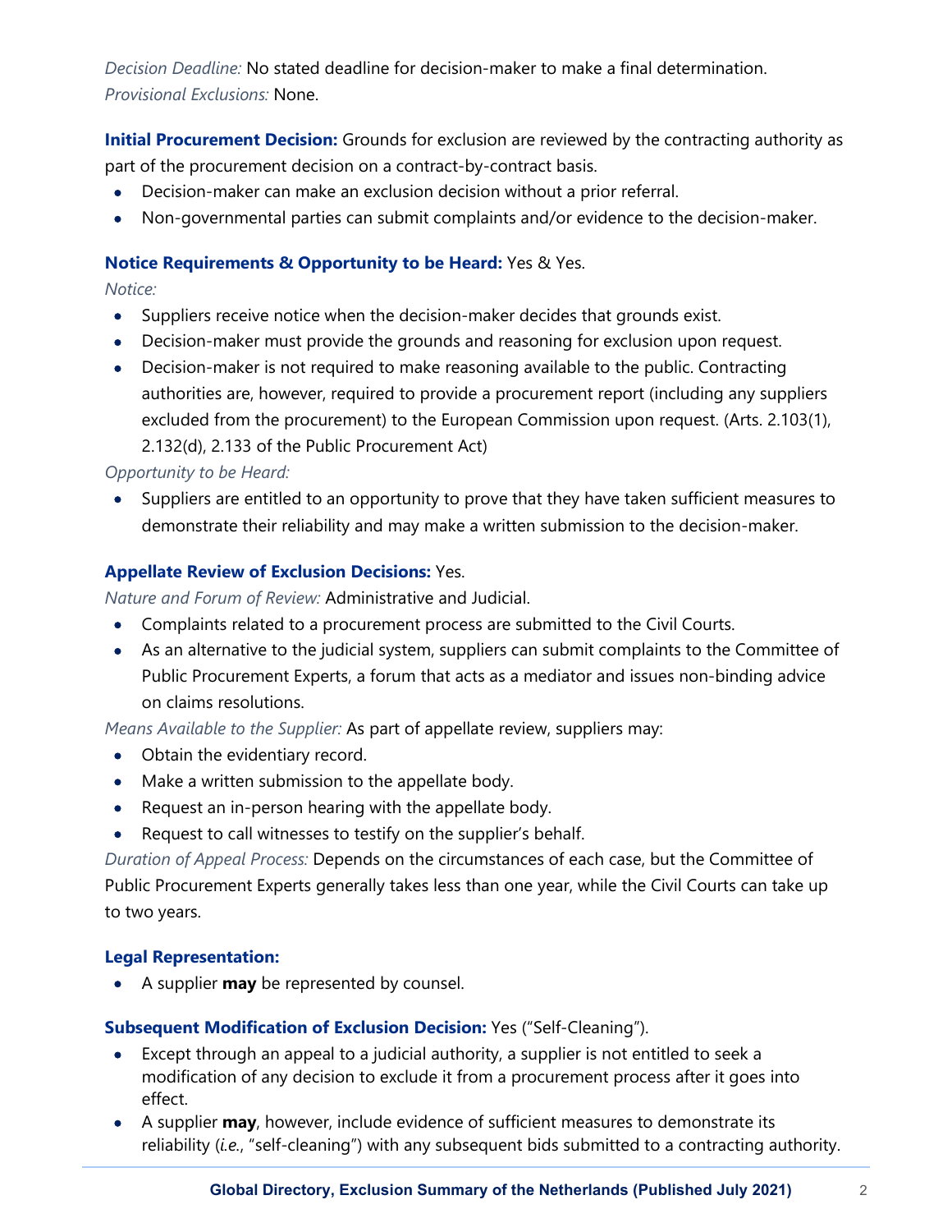*Decision Deadline:* No stated deadline for decision-maker to make a final determination.
*Provisional Exclusions:* None.

**Initial Procurement Decision:** Grounds for exclusion are reviewed by the contracting authority as part of the procurement decision on a contract-by-contract basis.

- Decision-maker can make an exclusion decision without a prior referral.
- Non-governmental parties can submit complaints and/or evidence to the decision-maker.

**Notice Requirements & Opportunity to be Heard:** Yes & Yes.

*Notice:*

- Suppliers receive notice when the decision-maker decides that grounds exist.
- Decision-maker must provide the grounds and reasoning for exclusion upon request.
- Decision-maker is not required to make reasoning available to the public. Contracting authorities are, however, required to provide a procurement report (including any suppliers excluded from the procurement) to the European Commission upon request. (Arts. 2.103(1), 2.132(d), 2.133 of the Public Procurement Act)

*Opportunity to be Heard:*

- Suppliers are entitled to an opportunity to prove that they have taken sufficient measures to demonstrate their reliability and may make a written submission to the decision-maker.

**Appellate Review of Exclusion Decisions:** Yes.

*Nature and Forum of Review:* Administrative and Judicial.

- Complaints related to a procurement process are submitted to the Civil Courts.
- As an alternative to the judicial system, suppliers can submit complaints to the Committee of Public Procurement Experts, a forum that acts as a mediator and issues non-binding advice on claims resolutions.

*Means Available to the Supplier:* As part of appellate review, suppliers may:

- Obtain the evidentiary record.
- Make a written submission to the appellate body.
- Request an in-person hearing with the appellate body.
- Request to call witnesses to testify on the supplier's behalf.

*Duration of Appeal Process:* Depends on the circumstances of each case, but the Committee of Public Procurement Experts generally takes less than one year, while the Civil Courts can take up to two years.

**Legal Representation:**

- A supplier **may** be represented by counsel.

**Subsequent Modification of Exclusion Decision:** Yes ("Self-Cleaning").

- Except through an appeal to a judicial authority, a supplier is not entitled to seek a modification of any decision to exclude it from a procurement process after it goes into effect.
- A supplier **may**, however, include evidence of sufficient measures to demonstrate its reliability (*i.e.*, "self-cleaning") with any subsequent bids submitted to a contracting authority.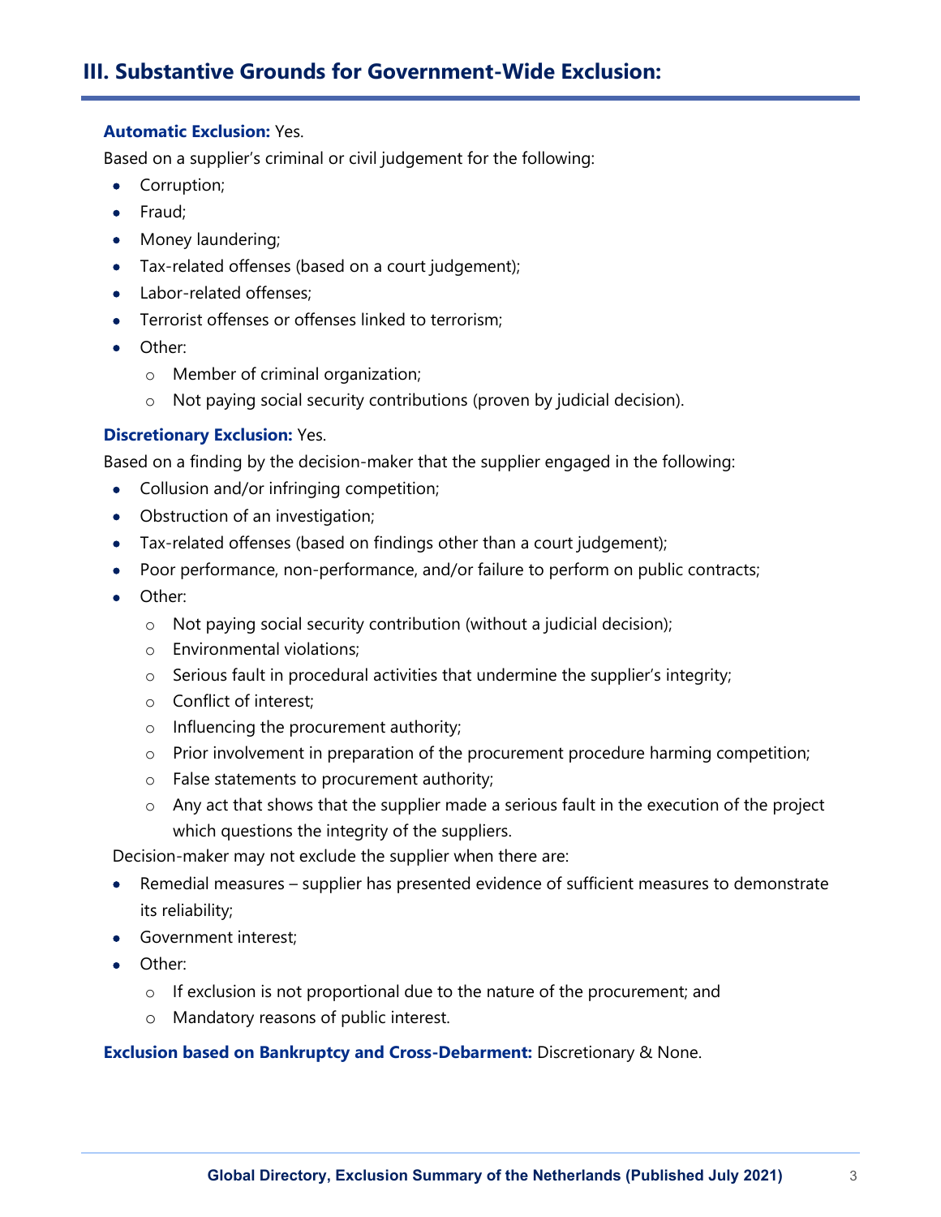## III. Substantive Grounds for Government-Wide Exclusion:

**Automatic Exclusion:** Yes.

Based on a supplier's criminal or civil judgement for the following:

- Corruption;
- Fraud;
- Money laundering;
- Tax-related offenses (based on a court judgement);
- Labor-related offenses;
- Terrorist offenses or offenses linked to terrorism;
- Other:
  - Member of criminal organization;
  - Not paying social security contributions (proven by judicial decision).

**Discretionary Exclusion:** Yes.

Based on a finding by the decision-maker that the supplier engaged in the following:

- Collusion and/or infringing competition;
- Obstruction of an investigation;
- Tax-related offenses (based on findings other than a court judgement);
- Poor performance, non-performance, and/or failure to perform on public contracts;
- Other:
  - Not paying social security contribution (without a judicial decision);
  - Environmental violations;
  - Serious fault in procedural activities that undermine the supplier's integrity;
  - Conflict of interest;
  - Influencing the procurement authority;
  - Prior involvement in preparation of the procurement procedure harming competition;
  - False statements to procurement authority;
  - Any act that shows that the supplier made a serious fault in the execution of the project which questions the integrity of the suppliers.

Decision-maker may not exclude the supplier when there are:

- Remedial measures – supplier has presented evidence of sufficient measures to demonstrate its reliability;
- Government interest;
- Other:
  - If exclusion is not proportional due to the nature of the procurement; and
  - Mandatory reasons of public interest.

**Exclusion based on Bankruptcy and Cross-Debarment:** Discretionary & None.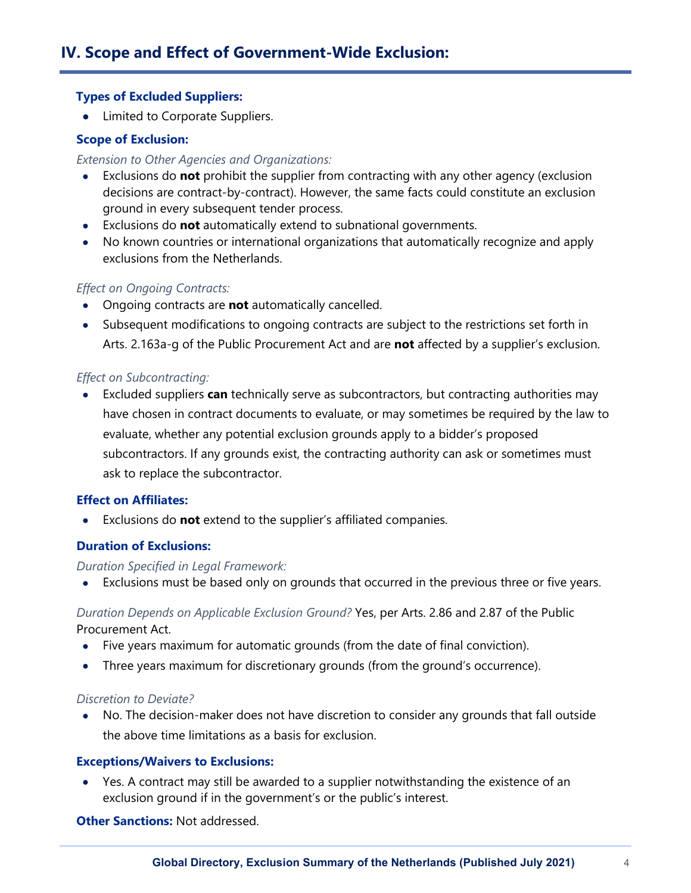## IV. Scope and Effect of Government-Wide Exclusion:

### Types of Excluded Suppliers:

- Limited to Corporate Suppliers.

### Scope of Exclusion:

*Extension to Other Agencies and Organizations:*

- Exclusions do **not** prohibit the supplier from contracting with any other agency (exclusion decisions are contract-by-contract). However, the same facts could constitute an exclusion ground in every subsequent tender process.
- Exclusions do **not** automatically extend to subnational governments.
- No known countries or international organizations that automatically recognize and apply exclusions from the Netherlands.

*Effect on Ongoing Contracts:*

- Ongoing contracts are **not** automatically cancelled.
- Subsequent modifications to ongoing contracts are subject to the restrictions set forth in Arts. 2.163a-g of the Public Procurement Act and are **not** affected by a supplier's exclusion.

*Effect on Subcontracting:*

- Excluded suppliers **can** technically serve as subcontractors, but contracting authorities may have chosen in contract documents to evaluate, or may sometimes be required by the law to evaluate, whether any potential exclusion grounds apply to a bidder's proposed subcontractors. If any grounds exist, the contracting authority can ask or sometimes must ask to replace the subcontractor.

### Effect on Affiliates:

- Exclusions do **not** extend to the supplier's affiliated companies.

### Duration of Exclusions:

*Duration Specified in Legal Framework:*

- Exclusions must be based only on grounds that occurred in the previous three or five years.

*Duration Depends on Applicable Exclusion Ground?* Yes, per Arts. 2.86 and 2.87 of the Public Procurement Act.

- Five years maximum for automatic grounds (from the date of final conviction).
- Three years maximum for discretionary grounds (from the ground's occurrence).

*Discretion to Deviate?*

- No. The decision-maker does not have discretion to consider any grounds that fall outside the above time limitations as a basis for exclusion.

### Exceptions/Waivers to Exclusions:

- Yes. A contract may still be awarded to a supplier notwithstanding the existence of an exclusion ground if in the government's or the public's interest.

**Other Sanctions:** Not addressed.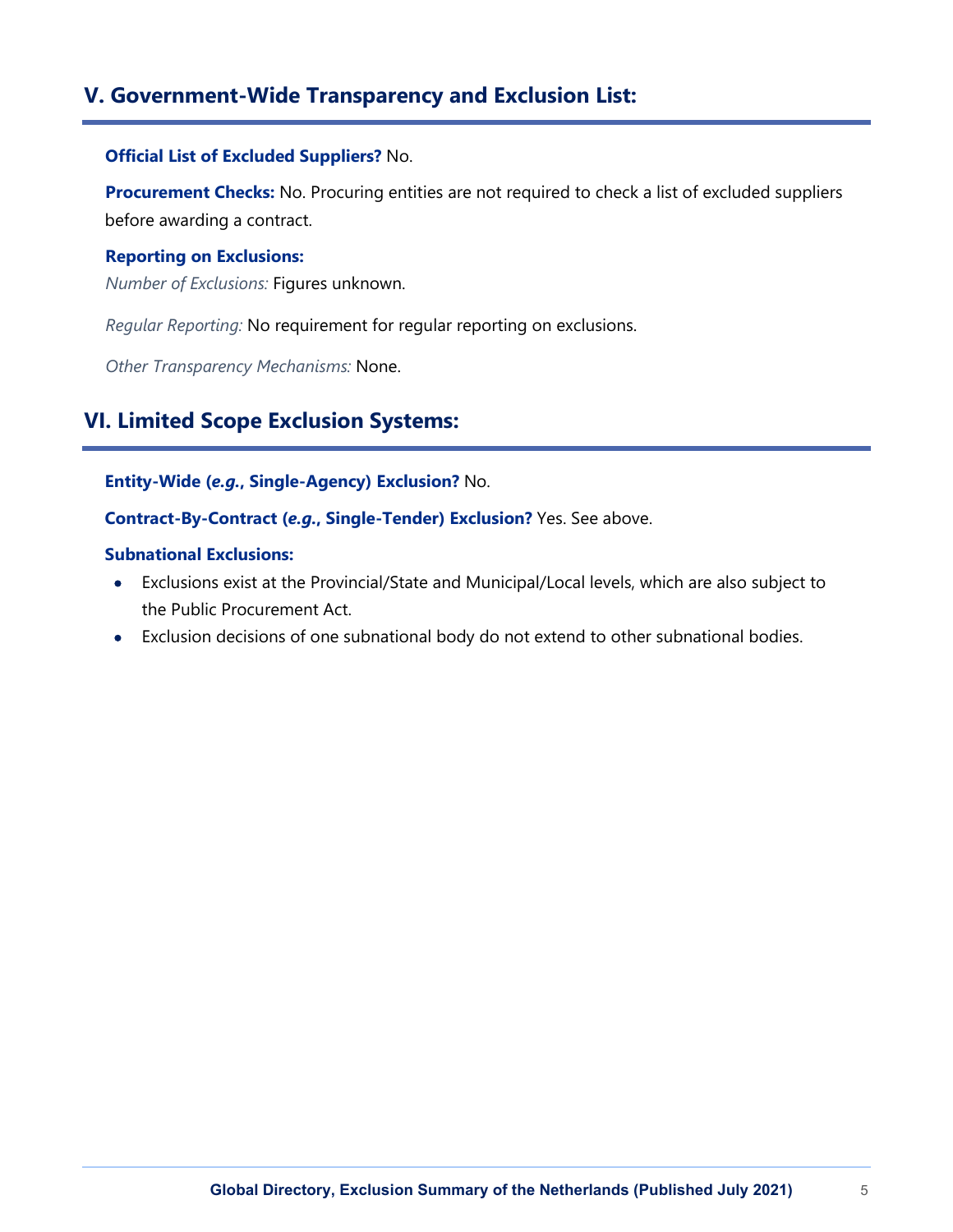## V. Government-Wide Transparency and Exclusion List:

**Official List of Excluded Suppliers?** No.

**Procurement Checks:** No. Procuring entities are not required to check a list of excluded suppliers before awarding a contract.

**Reporting on Exclusions:**

*Number of Exclusions:* Figures unknown.

*Regular Reporting:* No requirement for regular reporting on exclusions.

*Other Transparency Mechanisms:* None.

## VI. Limited Scope Exclusion Systems:

**Entity-Wide (*e.g.*, Single-Agency) Exclusion?** No.

**Contract-By-Contract (*e.g.*, Single-Tender) Exclusion?** Yes. See above.

**Subnational Exclusions:**

- Exclusions exist at the Provincial/State and Municipal/Local levels, which are also subject to the Public Procurement Act.
- Exclusion decisions of one subnational body do not extend to other subnational bodies.